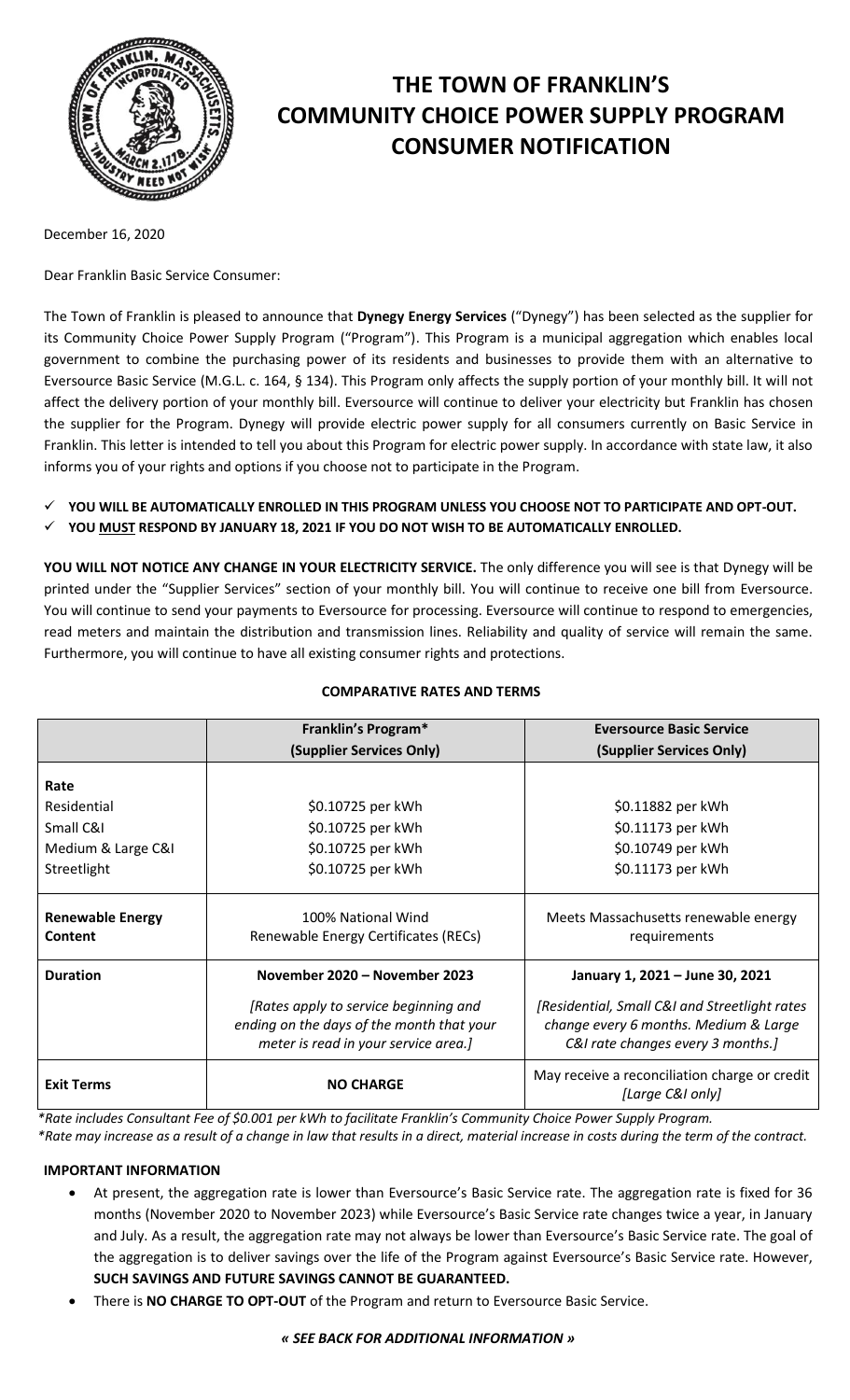# THE TOWN OF FRANKLIN'S COMMUNITY CHOICE POWER SUPPLY PROGRAM CONSUMER NOTIFICATION

December 16, 2020

Dear Franklin Basic Service Consumer:

The Town of Franklin is pleased to announce that **Dynegy Energy Services** ("Dynegy") has been selected as the supplier for its Community Choice Power Supply Program ("Program"). This Program is a municipal aggregation which enables local government to combine the purchasing power of its residents and businesses to provide them with an alternative to Eversource Basic Service (M.G.L. c. 164, § 134). This Program only affects the supply portion of your monthly bill. It will not affect the delivery portion of your monthly bill. Eversource will continue to deliver your electricity but Franklin has chosen the supplier for the Program. Dynegy will provide electric power supply for all consumers currently on Basic Service in Franklin. This letter is intended to tell you about this Program for electric power supply. In accordance with state law, it also informs you of your rights and options if you choose not to participate in the Program.

- ✓ **YOU WILL BE AUTOMATICALLY ENROLLED IN THIS PROGRAM UNLESS YOU CHOOSE NOT TO PARTICIPATE AND OPT-OUT.**
- ✓ **YOU MUST RESPOND BY JANUARY 18, 2021 IF YOU DO NOT WISH TO BE AUTOMATICALLY ENROLLED.**

**YOU WILL NOT NOTICE ANY CHANGE IN YOUR ELECTRICITY SERVICE.** The only difference you will see is that Dynegy will be printed under the "Supplier Services" section of your monthly bill. You will continue to receive one bill from Eversource. You will continue to send your payments to Eversource for processing. Eversource will continue to respond to emergencies, read meters and maintain the distribution and transmission lines. Reliability and quality of service will remain the same. Furthermore, you will continue to have all existing consumer rights and protections.

**COMPARATIVE RATES AND TERMS**

| | **Franklin's Program*** **(Supplier Services Only)** | **Eversource Basic Service** **(Supplier Services Only)** |
|---|---|---|
| **Rate** | | |
| Residential | $0.10725 per kWh | $0.11882 per kWh |
| Small C&I | $0.10725 per kWh | $0.11173 per kWh |
| Medium & Large C&I | $0.10725 per kWh | $0.10749 per kWh |
| Streetlight | $0.10725 per kWh | $0.11173 per kWh |
| **Renewable Energy Content** | 100% National Wind Renewable Energy Certificates (RECs) | Meets Massachusetts renewable energy requirements |
| **Duration** | **November 2020 – November 2023** *[Rates apply to service beginning and ending on the days of the month that your meter is read in your service area.]* | **January 1, 2021 – June 30, 2021** *[Residential, Small C&I and Streetlight rates change every 6 months. Medium & Large C&I rate changes every 3 months.]* |
| **Exit Terms** | **NO CHARGE** | May receive a reconciliation charge or credit *[Large C&I only]* |

*\*Rate includes Consultant Fee of $0.001 per kWh to facilitate Franklin's Community Choice Power Supply Program.*
*\*Rate may increase as a result of a change in law that results in a direct, material increase in costs during the term of the contract.*

**IMPORTANT INFORMATION**

- At present, the aggregation rate is lower than Eversource's Basic Service rate. The aggregation rate is fixed for 36 months (November 2020 to November 2023) while Eversource's Basic Service rate changes twice a year, in January and July. As a result, the aggregation rate may not always be lower than Eversource's Basic Service rate. The goal of the aggregation is to deliver savings over the life of the Program against Eversource's Basic Service rate. However, **SUCH SAVINGS AND FUTURE SAVINGS CANNOT BE GUARANTEED.**
- There is **NO CHARGE TO OPT-OUT** of the Program and return to Eversource Basic Service.

***« SEE BACK FOR ADDITIONAL INFORMATION »***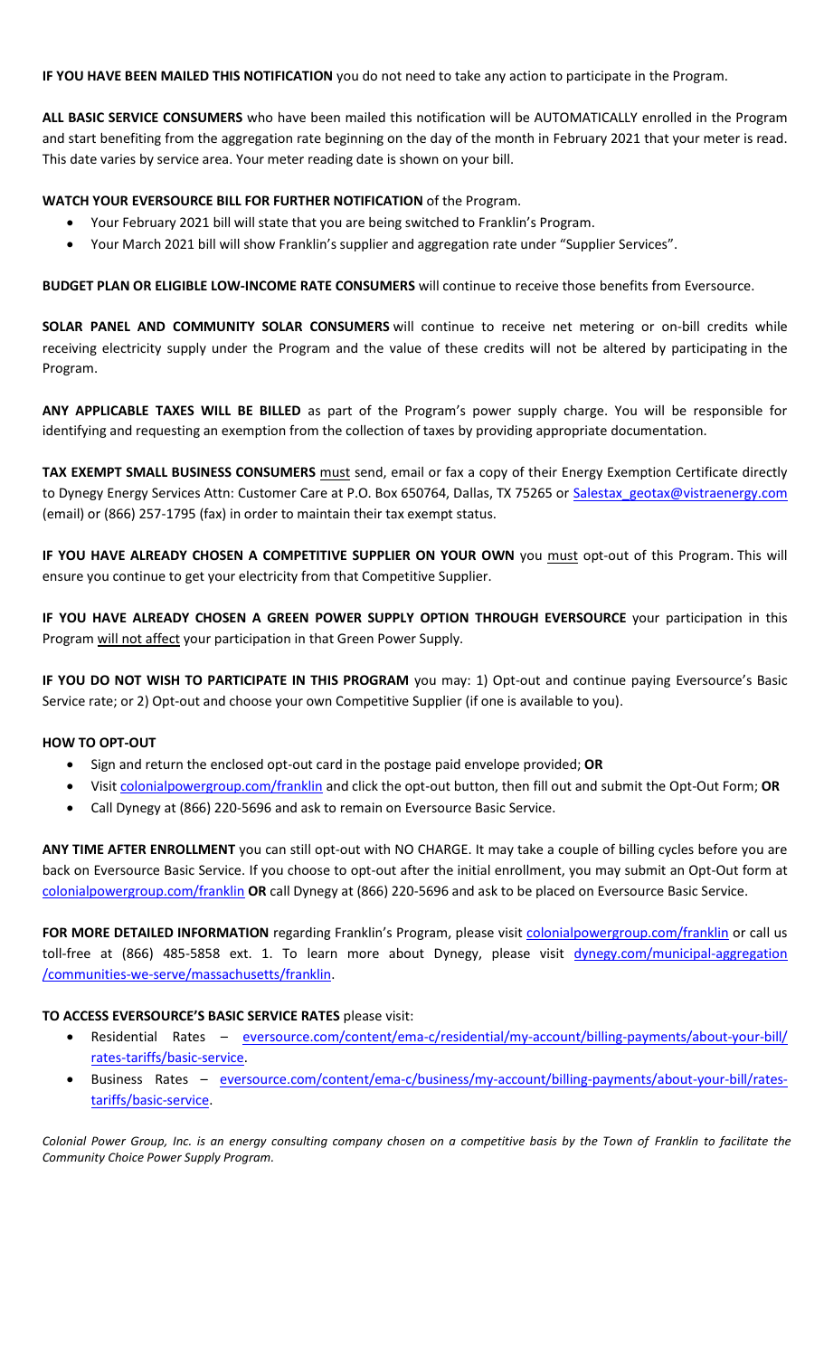**IF YOU HAVE BEEN MAILED THIS NOTIFICATION** you do not need to take any action to participate in the Program.

**ALL BASIC SERVICE CONSUMERS** who have been mailed this notification will be AUTOMATICALLY enrolled in the Program and start benefiting from the aggregation rate beginning on the day of the month in February 2021 that your meter is read. This date varies by service area. Your meter reading date is shown on your bill.

**WATCH YOUR EVERSOURCE BILL FOR FURTHER NOTIFICATION** of the Program.

- Your February 2021 bill will state that you are being switched to Franklin's Program.
- Your March 2021 bill will show Franklin's supplier and aggregation rate under "Supplier Services".

**BUDGET PLAN OR ELIGIBLE LOW-INCOME RATE CONSUMERS** will continue to receive those benefits from Eversource.

**SOLAR PANEL AND COMMUNITY SOLAR CONSUMERS** will continue to receive net metering or on-bill credits while receiving electricity supply under the Program and the value of these credits will not be altered by participating in the Program.

**ANY APPLICABLE TAXES WILL BE BILLED** as part of the Program's power supply charge. You will be responsible for identifying and requesting an exemption from the collection of taxes by providing appropriate documentation.

**TAX EXEMPT SMALL BUSINESS CONSUMERS** must send, email or fax a copy of their Energy Exemption Certificate directly to Dynegy Energy Services Attn: Customer Care at P.O. Box 650764, Dallas, TX 75265 or Salestax_geotax@vistraenergy.com (email) or (866) 257-1795 (fax) in order to maintain their tax exempt status.

**IF YOU HAVE ALREADY CHOSEN A COMPETITIVE SUPPLIER ON YOUR OWN** you must opt-out of this Program. This will ensure you continue to get your electricity from that Competitive Supplier.

**IF YOU HAVE ALREADY CHOSEN A GREEN POWER SUPPLY OPTION THROUGH EVERSOURCE** your participation in this Program will not affect your participation in that Green Power Supply.

**IF YOU DO NOT WISH TO PARTICIPATE IN THIS PROGRAM** you may: 1) Opt-out and continue paying Eversource's Basic Service rate; or 2) Opt-out and choose your own Competitive Supplier (if one is available to you).

**HOW TO OPT-OUT**

- Sign and return the enclosed opt-out card in the postage paid envelope provided; **OR**
- Visit colonialpowergroup.com/franklin and click the opt-out button, then fill out and submit the Opt-Out Form; **OR**
- Call Dynegy at (866) 220-5696 and ask to remain on Eversource Basic Service.

**ANY TIME AFTER ENROLLMENT** you can still opt-out with NO CHARGE. It may take a couple of billing cycles before you are back on Eversource Basic Service. If you choose to opt-out after the initial enrollment, you may submit an Opt-Out form at colonialpowergroup.com/franklin **OR** call Dynegy at (866) 220-5696 and ask to be placed on Eversource Basic Service.

**FOR MORE DETAILED INFORMATION** regarding Franklin's Program, please visit colonialpowergroup.com/franklin or call us toll-free at (866) 485-5858 ext. 1. To learn more about Dynegy, please visit dynegy.com/municipal-aggregation/communities-we-serve/massachusetts/franklin.

**TO ACCESS EVERSOURCE'S BASIC SERVICE RATES** please visit:

- Residential Rates – eversource.com/content/ema-c/residential/my-account/billing-payments/about-your-bill/rates-tariffs/basic-service.
- Business Rates – eversource.com/content/ema-c/business/my-account/billing-payments/about-your-bill/rates-tariffs/basic-service.

*Colonial Power Group, Inc. is an energy consulting company chosen on a competitive basis by the Town of Franklin to facilitate the Community Choice Power Supply Program.*